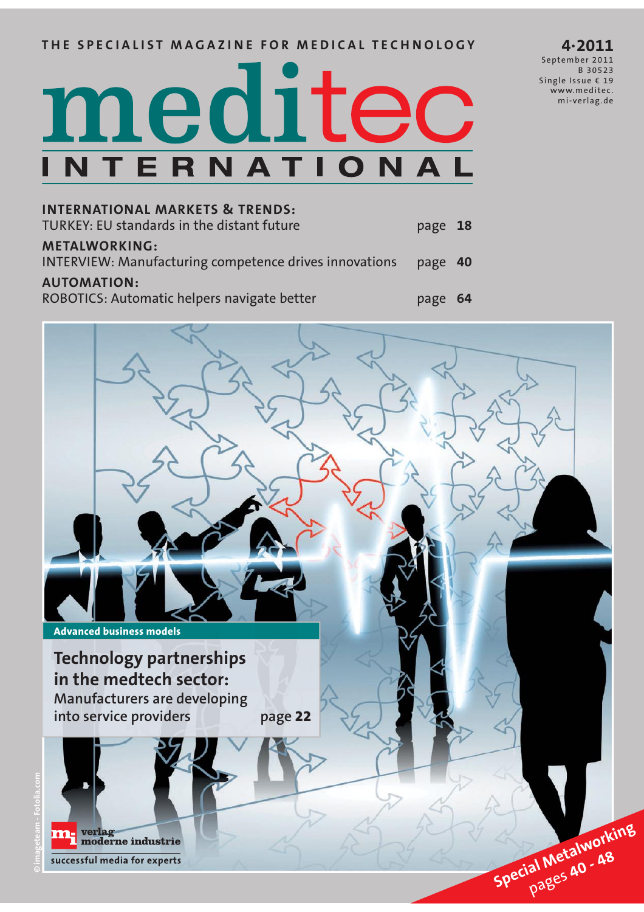THE SPECIALIST MAGAZINE FOR MEDICAL TECHNOLOGY

# meditec INTERNATIONAL

**4·2011**
September 2011
B 30523
Single Issue € 19
www.meditec.mi-verlag.de

**INTERNATIONAL MARKETS & TRENDS:**
TURKEY: EU standards in the distant future — page **18**

**METALWORKING:**
INTERVIEW: Manufacturing competence drives innovations — page **40**

**AUTOMATION:**
ROBOTICS: Automatic helpers navigate better — page **64**

**Advanced business models**

## Technology partnerships in the medtech sector:

**Manufacturers are developing into service providers** — page **22**

© imageteam - Fotolia.com

verlag moderne industrie
successful media for experts

**Special Metalworking**
pages **40 - 48**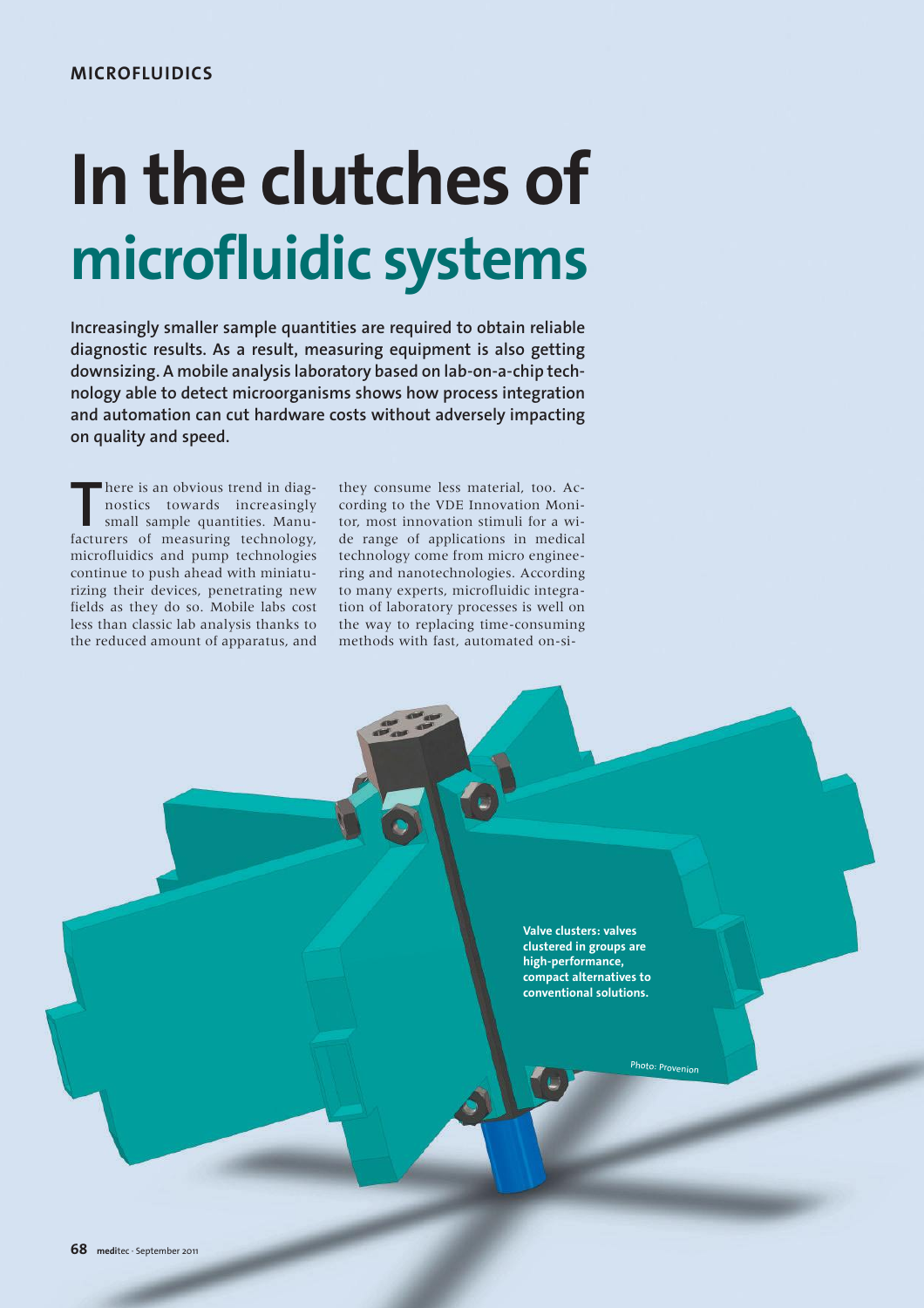MICROFLUIDICS

# In the clutches of microfluidic systems

**Increasingly smaller sample quantities are required to obtain reliable diagnostic results. As a result, measuring equipment is also getting downsizing. A mobile analysis laboratory based on lab-on-a-chip technology able to detect microorganisms shows how process integration and automation can cut hardware costs without adversely impacting on quality and speed.**

There is an obvious trend in diagnostics towards increasingly small sample quantities. Manufacturers of measuring technology, microfluidics and pump technologies continue to push ahead with miniaturizing their devices, penetrating new fields as they do so. Mobile labs cost less than classic lab analysis thanks to the reduced amount of apparatus, and they consume less material, too. According to the VDE Innovation Monitor, most innovation stimuli for a wide range of applications in medical technology come from micro engineering and nanotechnologies. According to many experts, microfluidic integration of laboratory processes is well on the way to replacing time-consuming methods with fast, automated on-si-

**Valve clusters: valves clustered in groups are high-performance, compact alternatives to conventional solutions.**

Photo: Provenion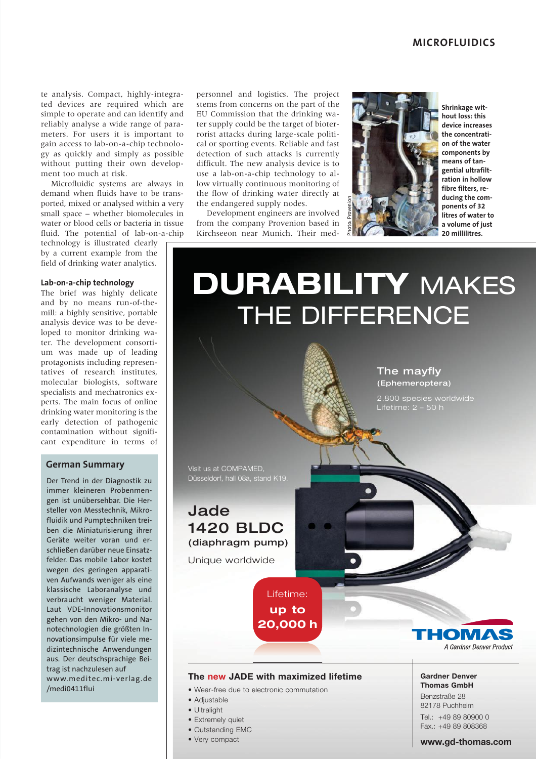te analysis. Compact, highly-integrated devices are required which are simple to operate and can identify and reliably analyse a wide range of parameters. For users it is important to gain access to lab-on-a-chip technology as quickly and simply as possible without putting their own development too much at risk.

Microfluidic systems are always in demand when fluids have to be transported, mixed or analysed within a very small space – whether biomolecules in water or blood cells or bacteria in tissue fluid. The potential of lab-on-a-chip technology is illustrated clearly by a current example from the field of drinking water analytics.

### Lab-on-a-chip technology

The brief was highly delicate and by no means run-of-the-mill: a highly sensitive, portable analysis device was to be developed to monitor drinking water. The development consortium was made up of leading protagonists including representatives of research institutes, molecular biologists, software specialists and mechatronics experts. The main focus of online drinking water monitoring is the early detection of pathogenic contamination without significant expenditure in terms of personnel and logistics. The project stems from concerns on the part of the EU Commission that the drinking water supply could be the target of bioterrorist attacks during large-scale political or sporting events. Reliable and fast detection of such attacks is currently difficult. The new analysis device is to use a lab-on-a-chip technology to allow virtually continuous monitoring of the flow of drinking water directly at the endangered supply nodes.

Development engineers are involved from the company Provenion based in Kirchseeon near Munich. Their med-

Photo: Provenion

**Shrinkage without loss: this device increases the concentration of the water components by means of tangential ultrafiltration in hollow fibre filters, reducing the components of 32 litres of water to a volume of just 20 millilitres.**

### German Summary

Der Trend in der Diagnostik zu immer kleineren Probenmengen ist unübersehbar. Die Hersteller von Messtechnik, Mikrofluidik und Pumptechniken treiben die Miniaturisierung ihrer Geräte weiter voran und erschließen darüber neue Einsatzfelder. Das mobile Labor kostet wegen des geringen apparativen Aufwands weniger als eine klassische Laboranalyse und verbraucht weniger Material. Laut VDE-Innovationsmonitor gehen von den Mikro- und Nanotechnologien die größten Innovationsimpulse für viele medizintechnische Anwendungen aus. Der deutschsprachige Beitrag ist nachzulesen auf www.meditec.mi-verlag.de /medi0411flui

**DURABILITY** MAKES THE DIFFERENCE

**The mayfly**
**(Ephemeroptera)**
2,800 species worldwide
Lifetime: 2 – 50 h

Visit us at COMPAMED, Düsseldorf, hall 08a, stand K19.

**Jade 1420 BLDC**
**(diaphragm pump)**
Unique worldwide

Lifetime: **up to 20,000 h**

THOMAS
*A Gardner Denver Product*

**The new JADE with maximized lifetime**

- Wear-free due to electronic commutation
- Adjustable
- Ultralight
- Extremely quiet
- Outstanding EMC
- Very compact

**Gardner Denver Thomas GmbH**
Benzstraße 28
82178 Puchheim
Tel.: +49 89 80900 0
Fax.: +49 89 808368

**www.gd-thomas.com**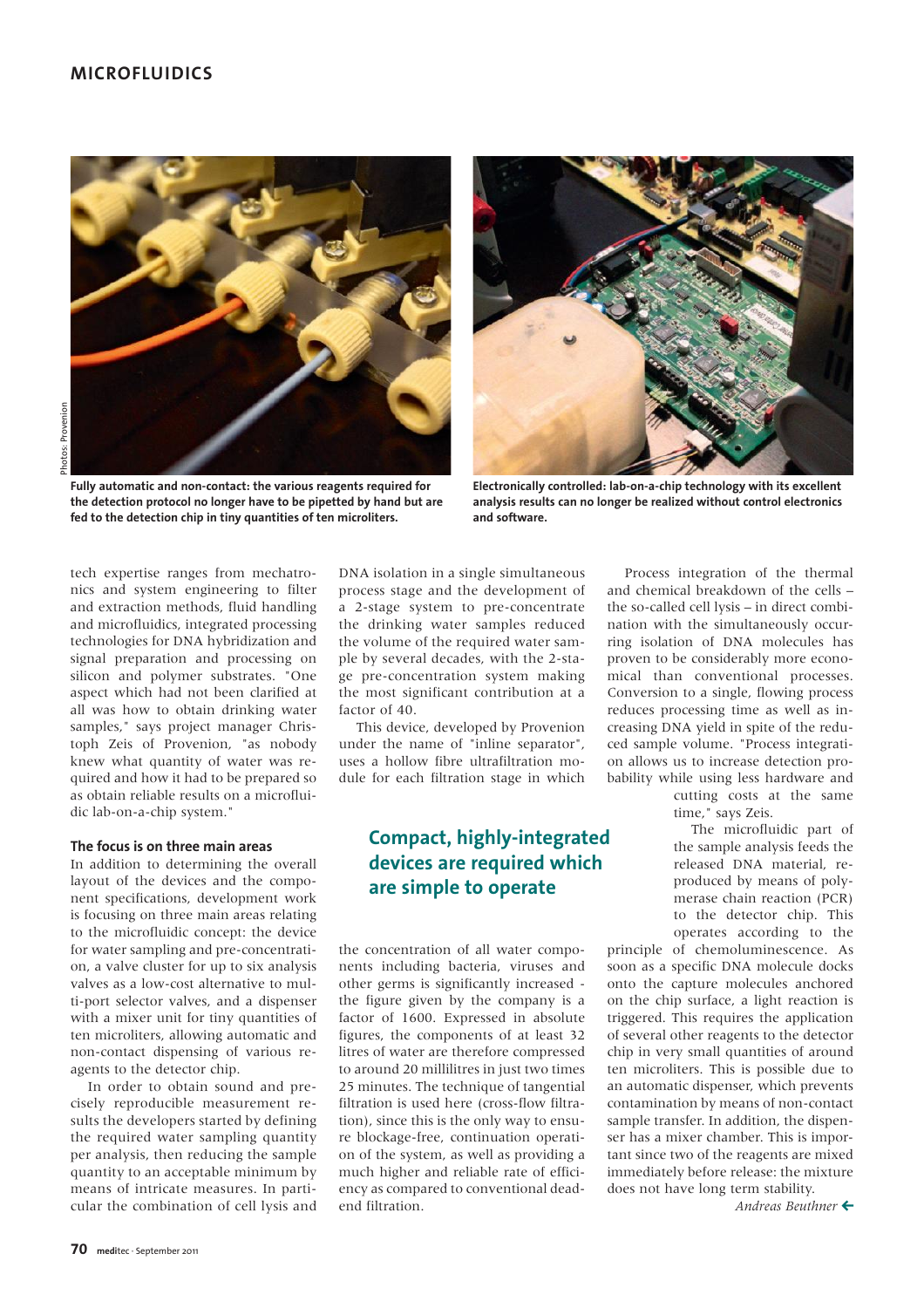Fully automatic and non-contact: the various reagents required for the detection protocol no longer have to be pipetted by hand but are fed to the detection chip in tiny quantities of ten microliters.

Electronically controlled: lab-on-a-chip technology with its excellent analysis results can no longer be realized without control electronics and software.

tech expertise ranges from mechatronics and system engineering to filter and extraction methods, fluid handling and microfluidics, integrated processing technologies for DNA hybridization and signal preparation and processing on silicon and polymer substrates. "One aspect which had not been clarified at all was how to obtain drinking water samples," says project manager Christoph Zeis of Provenion, "as nobody knew what quantity of water was required and how it had to be prepared so as obtain reliable results on a microfluidic lab-on-a-chip system."

### The focus is on three main areas

In addition to determining the overall layout of the devices and the component specifications, development work is focusing on three main areas relating to the microfluidic concept: the device for water sampling and pre-concentration, a valve cluster for up to six analysis valves as a low-cost alternative to multi-port selector valves, and a dispenser with a mixer unit for tiny quantities of ten microliters, allowing automatic and non-contact dispensing of various reagents to the detector chip.

In order to obtain sound and precisely reproducible measurement results the developers started by defining the required water sampling quantity per analysis, then reducing the sample quantity to an acceptable minimum by means of intricate measures. In particular the combination of cell lysis and DNA isolation in a single simultaneous process stage and the development of a 2-stage system to pre-concentrate the drinking water samples reduced the volume of the required water sample by several decades, with the 2-stage pre-concentration system making the most significant contribution at a factor of 40.

This device, developed by Provenion under the name of "inline separator", uses a hollow fibre ultrafiltration module for each filtration stage in which the concentration of all water components including bacteria, viruses and other germs is significantly increased - the figure given by the company is a factor of 1600. Expressed in absolute figures, the components of at least 32 litres of water are therefore compressed to around 20 millilitres in just two times 25 minutes. The technique of tangential filtration is used here (cross-flow filtration), since this is the only way to ensure blockage-free, continuation operation of the system, as well as providing a much higher and reliable rate of efficiency as compared to conventional dead-end filtration.

## Compact, highly-integrated devices are required which are simple to operate

Process integration of the thermal and chemical breakdown of the cells – the so-called cell lysis – in direct combination with the simultaneously occurring isolation of DNA molecules has proven to be considerably more economical than conventional processes. Conversion to a single, flowing process reduces processing time as well as increasing DNA yield in spite of the reduced sample volume. "Process integration allows us to increase detection probability while using less hardware and cutting costs at the same time," says Zeis.

The microfluidic part of the sample analysis feeds the released DNA material, reproduced by means of polymerase chain reaction (PCR) to the detector chip. This operates according to the principle of chemoluminescence. As soon as a specific DNA molecule docks onto the capture molecules anchored on the chip surface, a light reaction is triggered. This requires the application of several other reagents to the detector chip in very small quantities of around ten microliters. This is possible due to an automatic dispenser, which prevents contamination by means of non-contact sample transfer. In addition, the dispenser has a mixer chamber. This is important since two of the reagents are mixed immediately before release: the mixture does not have long term stability.

*Andreas Beuthner*